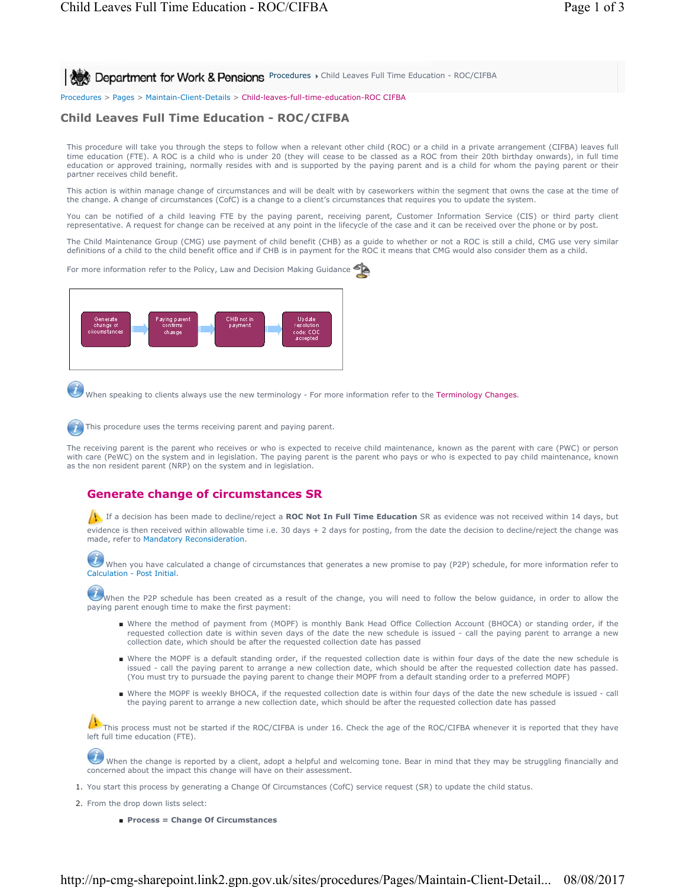Department for Work & Pensions Procedures ▸ Child Leaves Full Time Education - ROC/CIFBA

Procedures > Pages > Maintain-Client-Details > Child-leaves-full-time-education-ROC CIFBA

# Child Leaves Full Time Education - ROC/CIFBA

This procedure will take you through the steps to follow when a relevant other child (ROC) or a child in a private arrangement (CIFBA) leaves full time education (FTE). A ROC is a child who is under 20 (they will cease to be classed as a ROC from their 20th birthday onwards), in full time education or approved training, normally resides with and is supported by the paying parent and is a child for whom the paying parent or their partner receives child benefit.

This action is within manage change of circumstances and will be dealt with by caseworkers within the segment that owns the case at the time of the change. A change of circumstances (CofC) is a change to a client's circumstances that requires you to update the system.

You can be notified of a child leaving FTE by the paying parent, receiving parent, Customer Information Service (CIS) or third party client representative. A request for change can be received at any point in the lifecycle of the case and it can be received over the phone or by post.

The Child Maintenance Group (CMG) use payment of child benefit (CHB) as a guide to whether or not a ROC is still a child, CMG use very similar definitions of a child to the child benefit office and if CHB is in payment for the ROC it means that CMG would also consider them as a child.

For more information refer to the Policy, Law and Decision Making Guidance

Generate change of circumstances → Paying parent confirms change → CHB not in payment → Update resolution code: COC accepted

When speaking to clients always use the new terminology - For more information refer to the Terminology Changes.

This procedure uses the terms receiving parent and paying parent.

The receiving parent is the parent who receives or who is expected to receive child maintenance, known as the parent with care (PWC) or person with care (PeWC) on the system and in legislation. The paying parent is the parent who pays or who is expected to pay child maintenance, known as the non resident parent (NRP) on the system and in legislation.

## Generate change of circumstances SR

If a decision has been made to decline/reject a **ROC Not In Full Time Education** SR as evidence was not received within 14 days, but evidence is then received within allowable time i.e. 30 days + 2 days for posting, from the date the decision to decline/reject the change was made, refer to Mandatory Reconsideration.

When you have calculated a change of circumstances that generates a new promise to pay (P2P) schedule, for more information refer to Calculation - Post Initial.

When the P2P schedule has been created as a result of the change, you will need to follow the below guidance, in order to allow the paying parent enough time to make the first payment:

- Where the method of payment from (MOPF) is monthly Bank Head Office Collection Account (BHOCA) or standing order, if the requested collection date is within seven days of the date the new schedule is issued - call the paying parent to arrange a new collection date, which should be after the requested collection date has passed
- Where the MOPF is a default standing order, if the requested collection date is within four days of the date the new schedule is issued - call the paying parent to arrange a new collection date, which should be after the requested collection date has passed. (You must try to pursuade the paying parent to change their MOPF from a default standing order to a preferred MOPF)
- Where the MOPF is weekly BHOCA, if the requested collection date is within four days of the date the new schedule is issued - call the paying parent to arrange a new collection date, which should be after the requested collection date has passed

This process must not be started if the ROC/CIFBA is under 16. Check the age of the ROC/CIFBA whenever it is reported that they have left full time education (FTE).

When the change is reported by a client, adopt a helpful and welcoming tone. Bear in mind that they may be struggling financially and concerned about the impact this change will have on their assessment.

1. You start this process by generating a Change Of Circumstances (CofC) service request (SR) to update the child status.
2. From the drop down lists select:
   - **Process = Change Of Circumstances**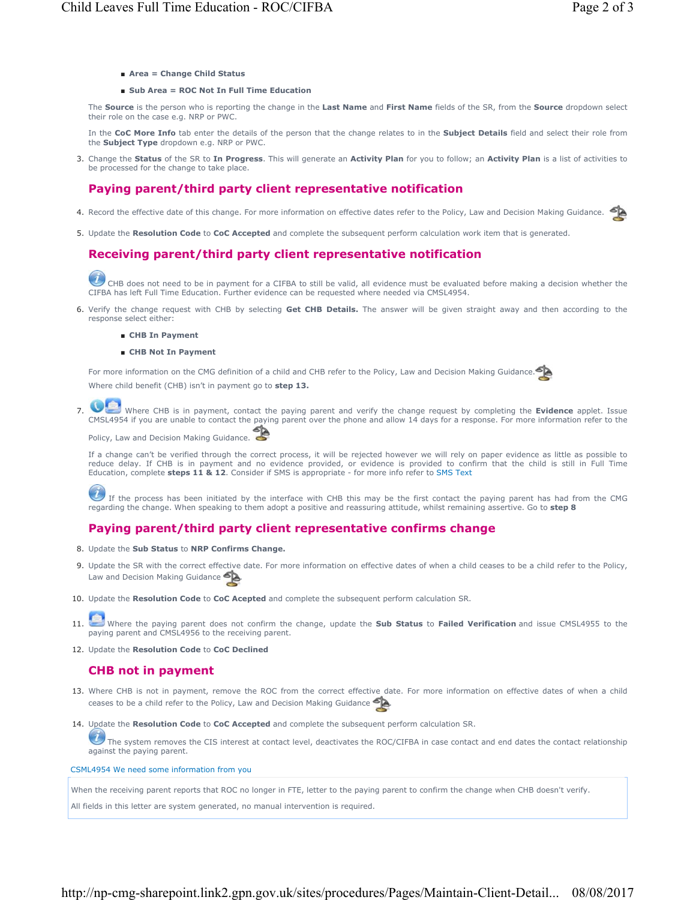- **Area = Change Child Status**
- **Sub Area = ROC Not In Full Time Education**

The **Source** is the person who is reporting the change in the **Last Name** and **First Name** fields of the SR, from the **Source** dropdown select their role on the case e.g. NRP or PWC.

In the **CoC More Info** tab enter the details of the person that the change relates to in the **Subject Details** field and select their role from the **Subject Type** dropdown e.g. NRP or PWC.

3. Change the **Status** of the SR to **In Progress**. This will generate an **Activity Plan** for you to follow; an **Activity Plan** is a list of activities to be processed for the change to take place.

## Paying parent/third party client representative notification

4. Record the effective date of this change. For more information on effective dates refer to the Policy, Law and Decision Making Guidance.
5. Update the **Resolution Code** to **CoC Accepted** and complete the subsequent perform calculation work item that is generated.

## Receiving parent/third party client representative notification

CHB does not need to be in payment for a CIFBA to still be valid, all evidence must be evaluated before making a decision whether the CIFBA has left Full Time Education. Further evidence can be requested where needed via CMSL4954.

6. Verify the change request with CHB by selecting **Get CHB Details.** The answer will be given straight away and then according to the response select either:
   - **CHB In Payment**
   - **CHB Not In Payment**

   For more information on the CMG definition of a child and CHB refer to the Policy, Law and Decision Making Guidance.

   Where child benefit (CHB) isn't in payment go to **step 13.**

7. Where CHB is in payment, contact the paying parent and verify the change request by completing the **Evidence** applet. Issue CMSL4954 if you are unable to contact the paying parent over the phone and allow 14 days for a response. For more information refer to the Policy, Law and Decision Making Guidance.

   If a change can't be verified through the correct process, it will be rejected however we will rely on paper evidence as little as possible to reduce delay. If CHB is in payment and no evidence provided, or evidence is provided to confirm that the child is still in Full Time Education, complete **steps 11 & 12**. Consider if SMS is appropriate - for more info refer to SMS Text

   If the process has been initiated by the interface with CHB this may be the first contact the paying parent has had from the CMG regarding the change. When speaking to them adopt a positive and reassuring attitude, whilst remaining assertive. Go to **step 8**

## Paying parent/third party client representative confirms change

8. Update the **Sub Status** to **NRP Confirms Change.**
9. Update the SR with the correct effective date. For more information on effective dates of when a child ceases to be a child refer to the Policy, Law and Decision Making Guidance
10. Update the **Resolution Code** to **CoC Accepted** and complete the subsequent perform calculation SR.
11. Where the paying parent does not confirm the change, update the **Sub Status** to **Failed Verification** and issue CMSL4955 to the paying parent and CMSL4956 to the receiving parent.
12. Update the **Resolution Code** to **CoC Declined**

## CHB not in payment

13. Where CHB is not in payment, remove the ROC from the correct effective date. For more information on effective dates of when a child ceases to be a child refer to the Policy, Law and Decision Making Guidance
14. Update the **Resolution Code** to **CoC Accepted** and complete the subsequent perform calculation SR.

    The system removes the CIS interest at contact level, deactivates the ROC/CIFBA in case contact and end dates the contact relationship against the paying parent.

CSML4954 We need some information from you

When the receiving parent reports that ROC no longer in FTE, letter to the paying parent to confirm the change when CHB doesn't verify.

All fields in this letter are system generated, no manual intervention is required.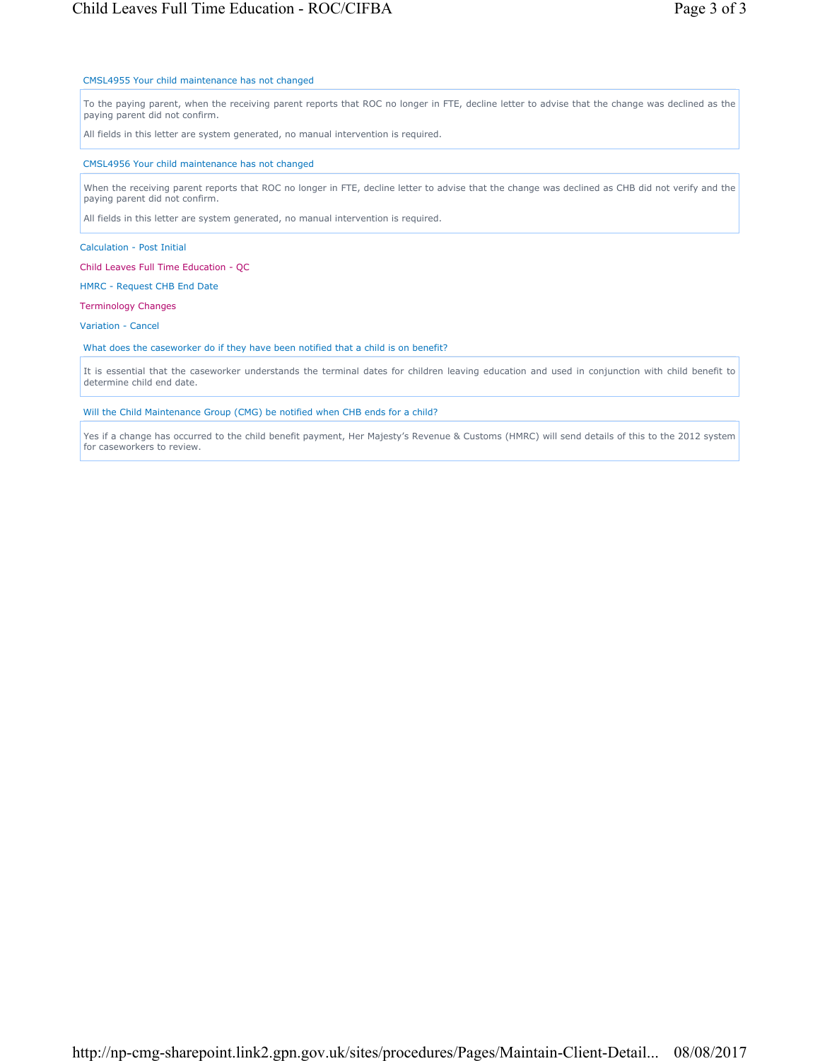### CMSL4955 Your child maintenance has not changed

To the paying parent, when the receiving parent reports that ROC no longer in FTE, decline letter to advise that the change was declined as the paying parent did not confirm.

All fields in this letter are system generated, no manual intervention is required.

### CMSL4956 Your child maintenance has not changed

When the receiving parent reports that ROC no longer in FTE, decline letter to advise that the change was declined as CHB did not verify and the paying parent did not confirm.

All fields in this letter are system generated, no manual intervention is required.

Calculation - Post Initial

Child Leaves Full Time Education - QC

HMRC - Request CHB End Date

Terminology Changes

Variation - Cancel

### What does the caseworker do if they have been notified that a child is on benefit?

It is essential that the caseworker understands the terminal dates for children leaving education and used in conjunction with child benefit to determine child end date.

### Will the Child Maintenance Group (CMG) be notified when CHB ends for a child?

Yes if a change has occurred to the child benefit payment, Her Majesty's Revenue & Customs (HMRC) will send details of this to the 2012 system for caseworkers to review.